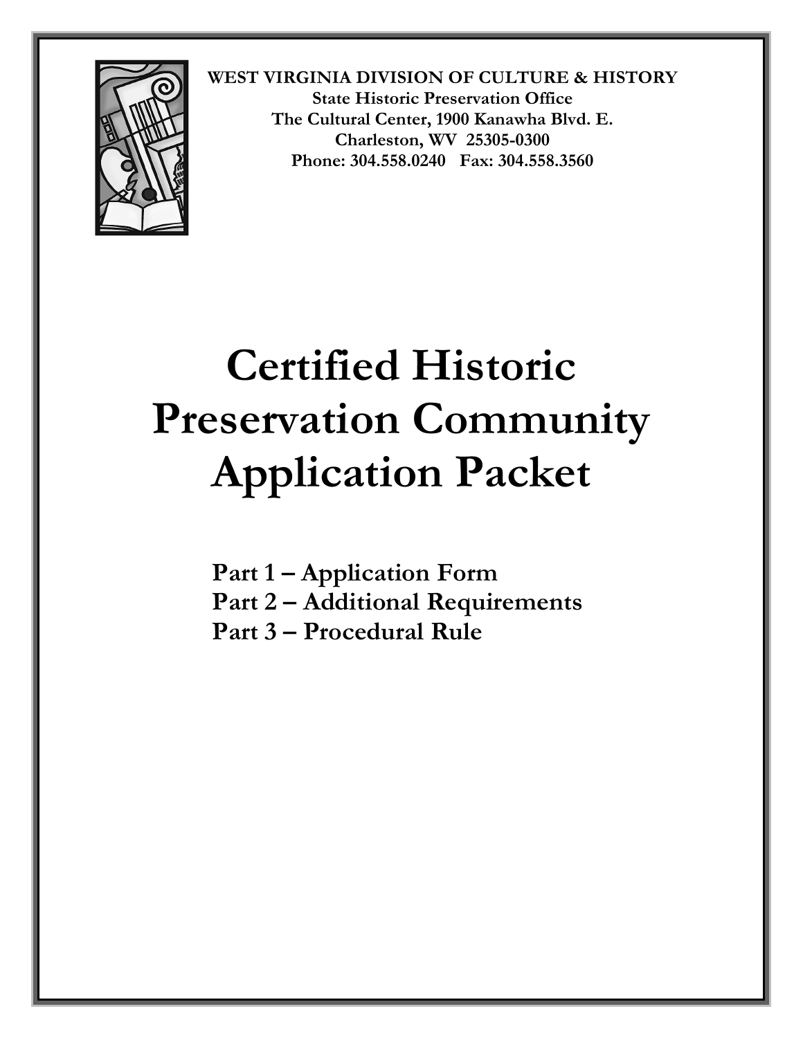**WEST VIRGINIA DIVISION OF CULTURE & HISTORY**
**State Historic Preservation Office**
**The Cultural Center, 1900 Kanawha Blvd. E.**
**Charleston, WV 25305-0300**
**Phone: 304.558.0240 Fax: 304.558.3560**

# Certified Historic Preservation Community Application Packet

**Part 1 – Application Form**
**Part 2 – Additional Requirements**
**Part 3 – Procedural Rule**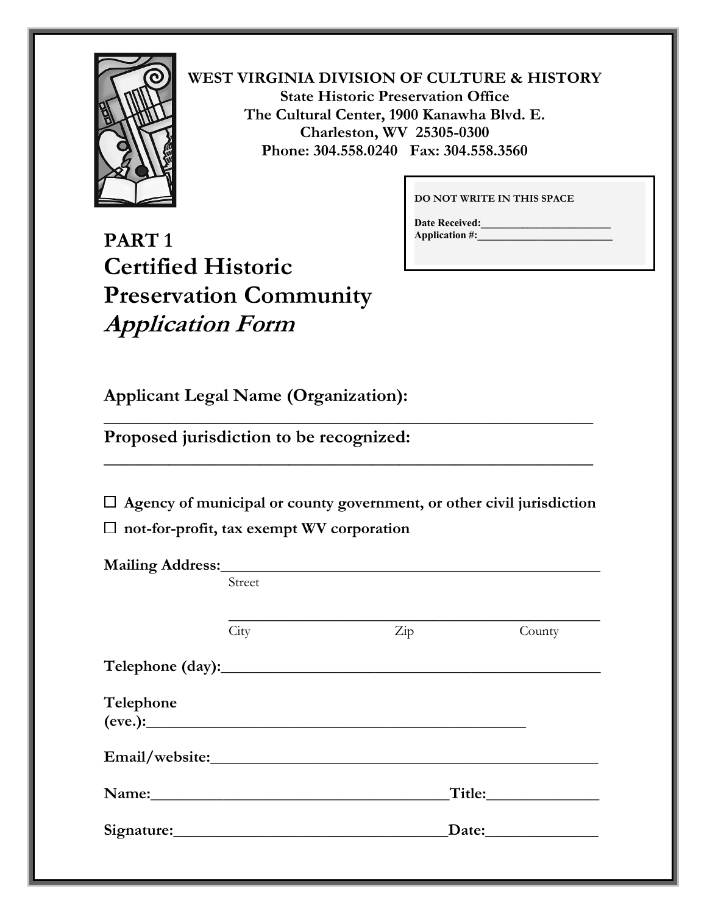**WEST VIRGINIA DIVISION OF CULTURE & HISTORY**
**State Historic Preservation Office**
**The Cultural Center, 1900 Kanawha Blvd. E.**
**Charleston, WV 25305-0300**
**Phone: 304.558.0240 Fax: 304.558.3560**

**DO NOT WRITE IN THIS SPACE**

**Date Received:**_______________________
**Application #:**________________________

## PART 1

# Certified Historic Preservation Community *Application Form*

**Applicant Legal Name (Organization):**
___________________________________________________________

**Proposed jurisdiction to be recognized:**
___________________________________________________________

☐ **Agency of municipal or county government, or other civil jurisdiction**

☐ **not-for-profit, tax exempt WV corporation**

**Mailing Address:**_______________________________________________
Street

_______________________________________________
City Zip County

**Telephone (day):**_______________________________________________

**Telephone (eve.):**_______________________________________________

**Email/website:**_______________________________________________

**Name:**____________________________________**Title:**______________

**Signature:**_________________________________**Date:**______________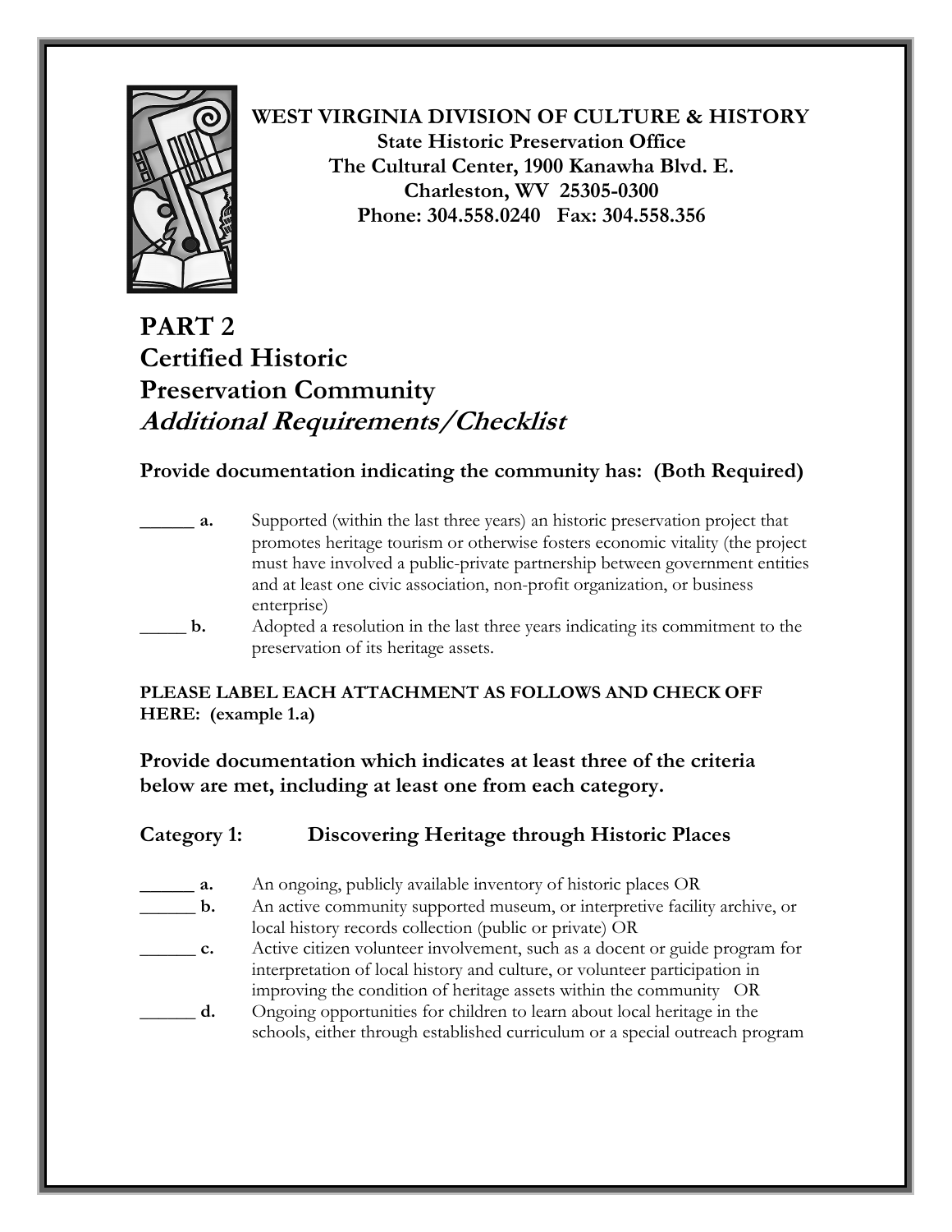**WEST VIRGINIA DIVISION OF CULTURE & HISTORY**
**State Historic Preservation Office**
**The Cultural Center, 1900 Kanawha Blvd. E.**
**Charleston, WV 25305-0300**
**Phone: 304.558.0240 Fax: 304.558.356**

# PART 2
# Certified Historic Preservation Community
# *Additional Requirements/Checklist*

### Provide documentation indicating the community has: (Both Required)

______ **a.** Supported (within the last three years) an historic preservation project that promotes heritage tourism or otherwise fosters economic vitality (the project must have involved a public-private partnership between government entities and at least one civic association, non-profit organization, or business enterprise)

_____ **b.** Adopted a resolution in the last three years indicating its commitment to the preservation of its heritage assets.

**PLEASE LABEL EACH ATTACHMENT AS FOLLOWS AND CHECK OFF HERE: (example 1.a)**

### Provide documentation which indicates at least three of the criteria below are met, including at least one from each category.

### Category 1: Discovering Heritage through Historic Places

______ **a.** An ongoing, publicly available inventory of historic places OR

______ **b.** An active community supported museum, or interpretive facility archive, or local history records collection (public or private) OR

______ **c.** Active citizen volunteer involvement, such as a docent or guide program for interpretation of local history and culture, or volunteer participation in improving the condition of heritage assets within the community OR

______ **d.** Ongoing opportunities for children to learn about local heritage in the schools, either through established curriculum or a special outreach program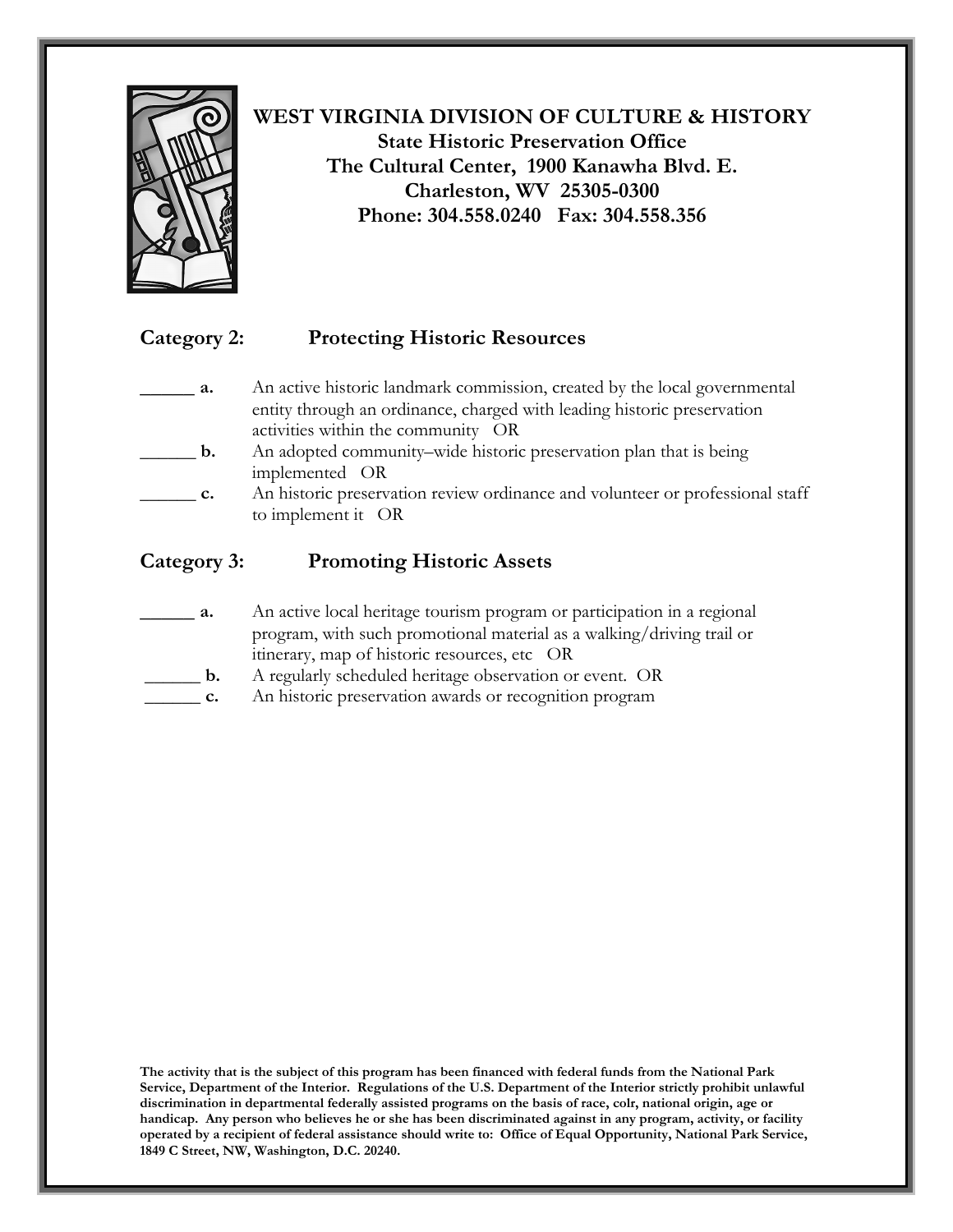**WEST VIRGINIA DIVISION OF CULTURE & HISTORY**
**State Historic Preservation Office**
**The Cultural Center, 1900 Kanawha Blvd. E.**
**Charleston, WV 25305-0300**
**Phone: 304.558.0240 Fax: 304.558.356**

## Category 2: Protecting Historic Resources

______ **a.** An active historic landmark commission, created by the local governmental entity through an ordinance, charged with leading historic preservation activities within the community OR

______ **b.** An adopted community–wide historic preservation plan that is being implemented OR

______ **c.** An historic preservation review ordinance and volunteer or professional staff to implement it OR

## Category 3: Promoting Historic Assets

______ **a.** An active local heritage tourism program or participation in a regional program, with such promotional material as a walking/driving trail or itinerary, map of historic resources, etc OR

______ **b.** A regularly scheduled heritage observation or event. OR

______ **c.** An historic preservation awards or recognition program

**The activity that is the subject of this program has been financed with federal funds from the National Park Service, Department of the Interior. Regulations of the U.S. Department of the Interior strictly prohibit unlawful discrimination in departmental federally assisted programs on the basis of race, colr, national origin, age or handicap. Any person who believes he or she has been discriminated against in any program, activity, or facility operated by a recipient of federal assistance should write to: Office of Equal Opportunity, National Park Service, 1849 C Street, NW, Washington, D.C. 20240.**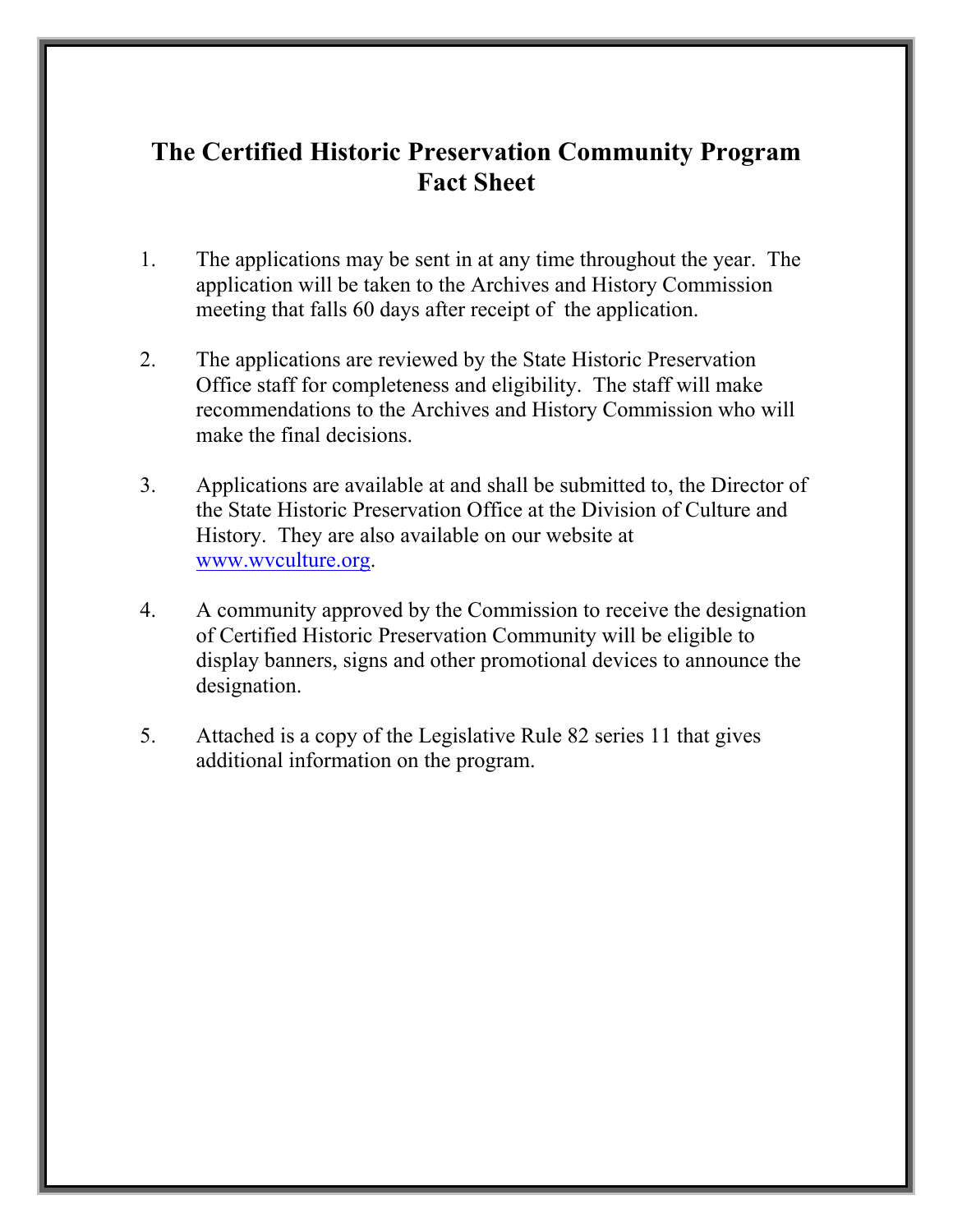# The Certified Historic Preservation Community Program Fact Sheet

1. The applications may be sent in at any time throughout the year. The application will be taken to the Archives and History Commission meeting that falls 60 days after receipt of the application.

2. The applications are reviewed by the State Historic Preservation Office staff for completeness and eligibility. The staff will make recommendations to the Archives and History Commission who will make the final decisions.

3. Applications are available at and shall be submitted to, the Director of the State Historic Preservation Office at the Division of Culture and History. They are also available on our website at www.wvculture.org.

4. A community approved by the Commission to receive the designation of Certified Historic Preservation Community will be eligible to display banners, signs and other promotional devices to announce the designation.

5. Attached is a copy of the Legislative Rule 82 series 11 that gives additional information on the program.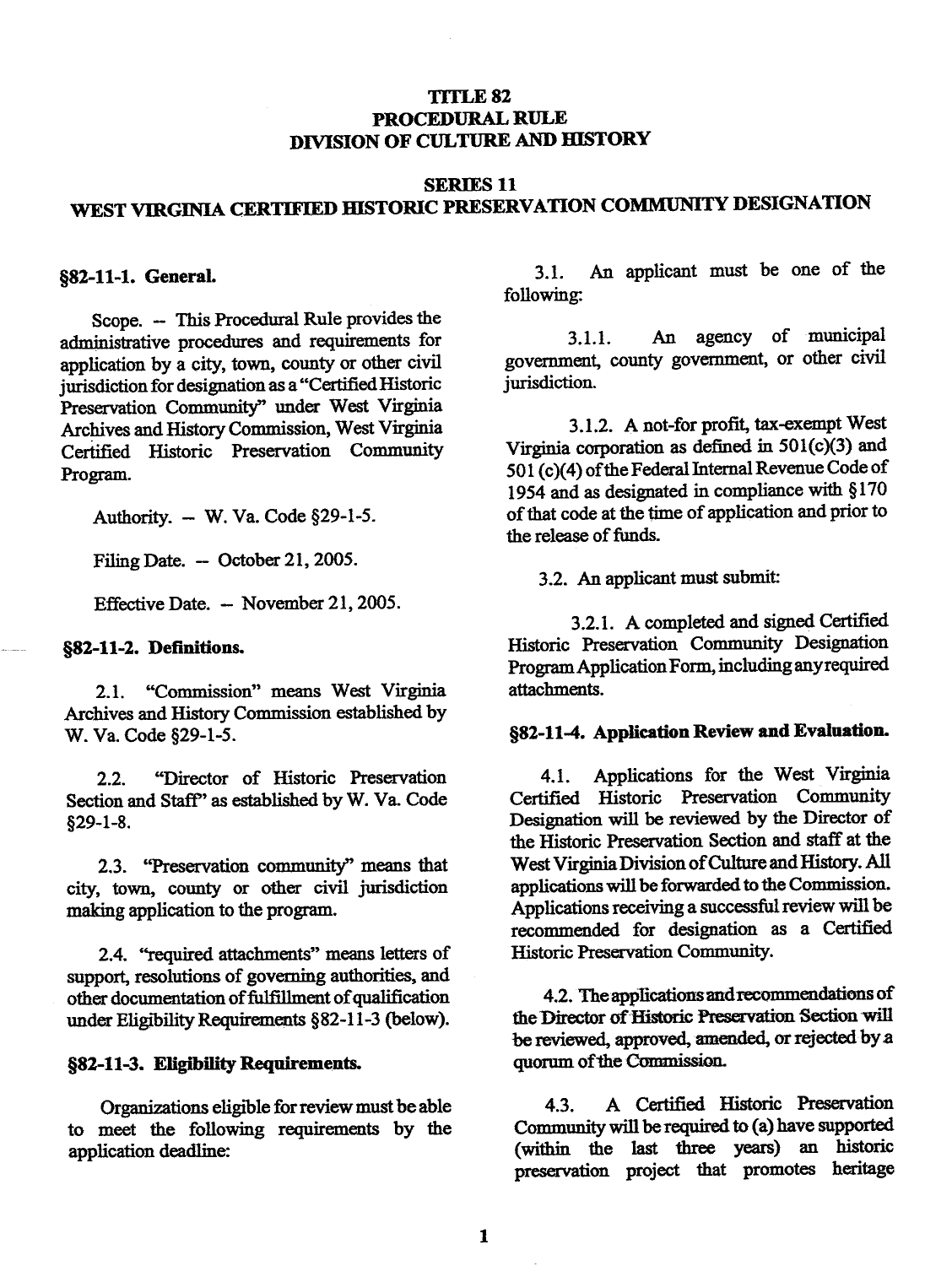**TITLE 82**
**PROCEDURAL RULE**
**DIVISION OF CULTURE AND HISTORY**

**SERIES 11**
**WEST VIRGINIA CERTIFIED HISTORIC PRESERVATION COMMUNITY DESIGNATION**

## §82-11-1. General.

Scope. -- This Procedural Rule provides the administrative procedures and requirements for application by a city, town, county or other civil jurisdiction for designation as a "Certified Historic Preservation Community" under West Virginia Archives and History Commission, West Virginia Certified Historic Preservation Community Program.

Authority. -- W. Va. Code §29-1-5.

Filing Date. -- October 21, 2005.

Effective Date. -- November 21, 2005.

## §82-11-2. Definitions.

2.1. "Commission" means West Virginia Archives and History Commission established by W. Va. Code §29-1-5.

2.2. "Director of Historic Preservation Section and Staff" as established by W. Va. Code §29-1-8.

2.3. "Preservation community" means that city, town, county or other civil jurisdiction making application to the program.

2.4. "required attachments" means letters of support, resolutions of governing authorities, and other documentation of fulfillment of qualification under Eligibility Requirements §82-11-3 (below).

## §82-11-3. Eligibility Requirements.

Organizations eligible for review must be able to meet the following requirements by the application deadline:

3.1. An applicant must be one of the following:

3.1.1. An agency of municipal government, county government, or other civil jurisdiction.

3.1.2. A not-for profit, tax-exempt West Virginia corporation as defined in 501(c)(3) and 501 (c)(4) of the Federal Internal Revenue Code of 1954 and as designated in compliance with §170 of that code at the time of application and prior to the release of funds.

3.2. An applicant must submit:

3.2.1. A completed and signed Certified Historic Preservation Community Designation Program Application Form, including any required attachments.

## §82-11-4. Application Review and Evaluation.

4.1. Applications for the West Virginia Certified Historic Preservation Community Designation will be reviewed by the Director of the Historic Preservation Section and staff at the West Virginia Division of Culture and History. All applications will be forwarded to the Commission. Applications receiving a successful review will be recommended for designation as a Certified Historic Preservation Community.

4.2. The applications and recommendations of the Director of Historic Preservation Section will be reviewed, approved, amended, or rejected by a quorum of the Commission.

4.3. A Certified Historic Preservation Community will be required to (a) have supported (within the last three years) an historic preservation project that promotes heritage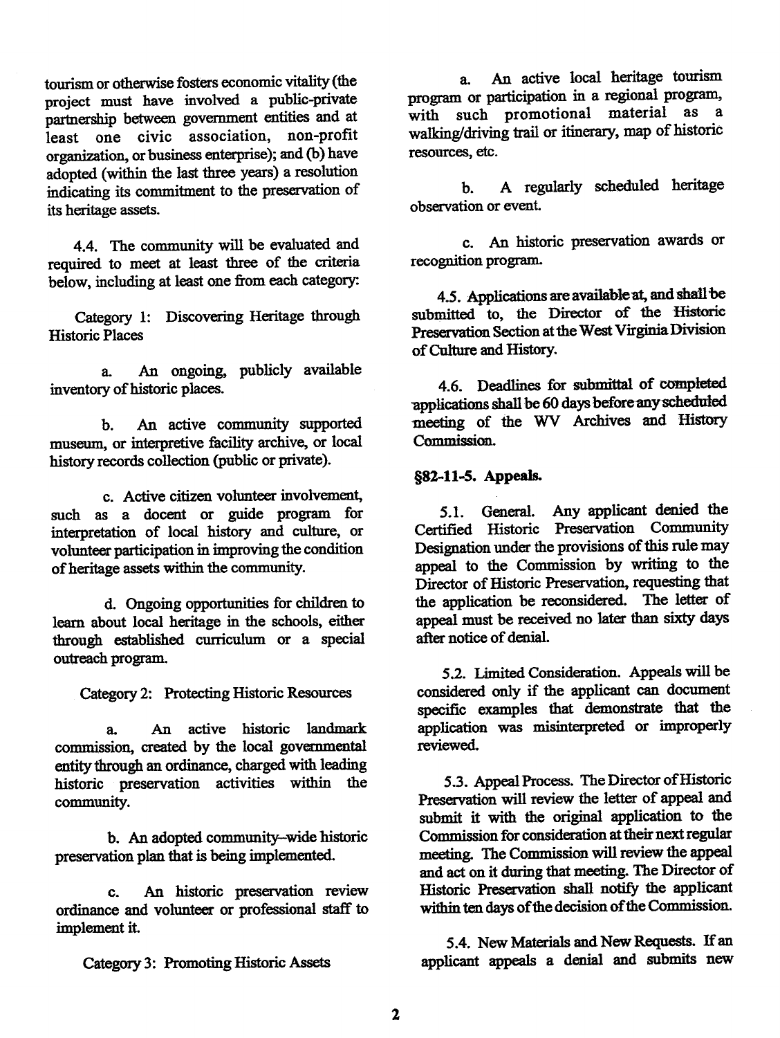tourism or otherwise fosters economic vitality (the project must have involved a public-private partnership between government entities and at least one civic association, non-profit organization, or business enterprise); and (b) have adopted (within the last three years) a resolution indicating its commitment to the preservation of its heritage assets.

4.4. The community will be evaluated and required to meet at least three of the criteria below, including at least one from each category:

Category 1: Discovering Heritage through Historic Places

a. An ongoing, publicly available inventory of historic places.

b. An active community supported museum, or interpretive facility archive, or local history records collection (public or private).

c. Active citizen volunteer involvement, such as a docent or guide program for interpretation of local history and culture, or volunteer participation in improving the condition of heritage assets within the community.

d. Ongoing opportunities for children to learn about local heritage in the schools, either through established curriculum or a special outreach program.

Category 2: Protecting Historic Resources

a. An active historic landmark commission, created by the local governmental entity through an ordinance, charged with leading historic preservation activities within the community.

b. An adopted community-wide historic preservation plan that is being implemented.

c. An historic preservation review ordinance and volunteer or professional staff to implement it.

Category 3: Promoting Historic Assets

a. An active local heritage tourism program or participation in a regional program, with such promotional material as a walking/driving trail or itinerary, map of historic resources, etc.

b. A regularly scheduled heritage observation or event.

c. An historic preservation awards or recognition program.

4.5. Applications are available at, and shall be submitted to, the Director of the Historic Preservation Section at the West Virginia Division of Culture and History.

4.6. Deadlines for submittal of completed applications shall be 60 days before any scheduled meeting of the WV Archives and History Commission.

**§82-11-5. Appeals.**

5.1. General. Any applicant denied the Certified Historic Preservation Community Designation under the provisions of this rule may appeal to the Commission by writing to the Director of Historic Preservation, requesting that the application be reconsidered. The letter of appeal must be received no later than sixty days after notice of denial.

5.2. Limited Consideration. Appeals will be considered only if the applicant can document specific examples that demonstrate that the application was misinterpreted or improperly reviewed.

5.3. Appeal Process. The Director of Historic Preservation will review the letter of appeal and submit it with the original application to the Commission for consideration at their next regular meeting. The Commission will review the appeal and act on it during that meeting. The Director of Historic Preservation shall notify the applicant within ten days of the decision of the Commission.

5.4. New Materials and New Requests. If an applicant appeals a denial and submits new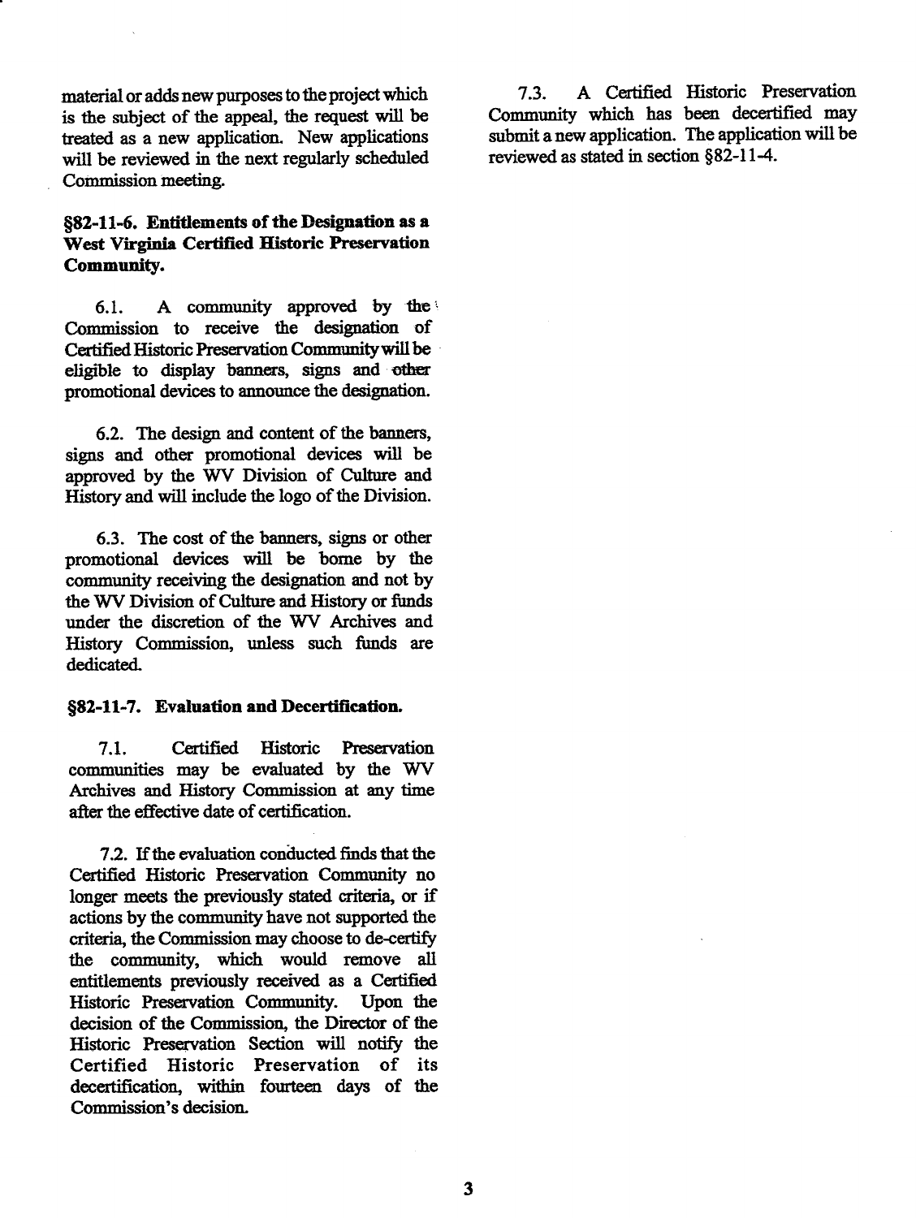material or adds new purposes to the project which is the subject of the appeal, the request will be treated as a new application. New applications will be reviewed in the next regularly scheduled Commission meeting.

**§82-11-6. Entitlements of the Designation as a West Virginia Certified Historic Preservation Community.**

6.1. A community approved by the Commission to receive the designation of Certified Historic Preservation Community will be eligible to display banners, signs and other promotional devices to announce the designation.

6.2. The design and content of the banners, signs and other promotional devices will be approved by the WV Division of Culture and History and will include the logo of the Division.

6.3. The cost of the banners, signs or other promotional devices will be borne by the community receiving the designation and not by the WV Division of Culture and History or funds under the discretion of the WV Archives and History Commission, unless such funds are dedicated.

**§82-11-7. Evaluation and Decertification.**

7.1. Certified Historic Preservation communities may be evaluated by the WV Archives and History Commission at any time after the effective date of certification.

7.2. If the evaluation conducted finds that the Certified Historic Preservation Community no longer meets the previously stated criteria, or if actions by the community have not supported the criteria, the Commission may choose to de-certify the community, which would remove all entitlements previously received as a Certified Historic Preservation Community. Upon the decision of the Commission, the Director of the Historic Preservation Section will notify the Certified Historic Preservation of its decertification, within fourteen days of the Commission's decision.

7.3. A Certified Historic Preservation Community which has been decertified may submit a new application. The application will be reviewed as stated in section §82-11-4.